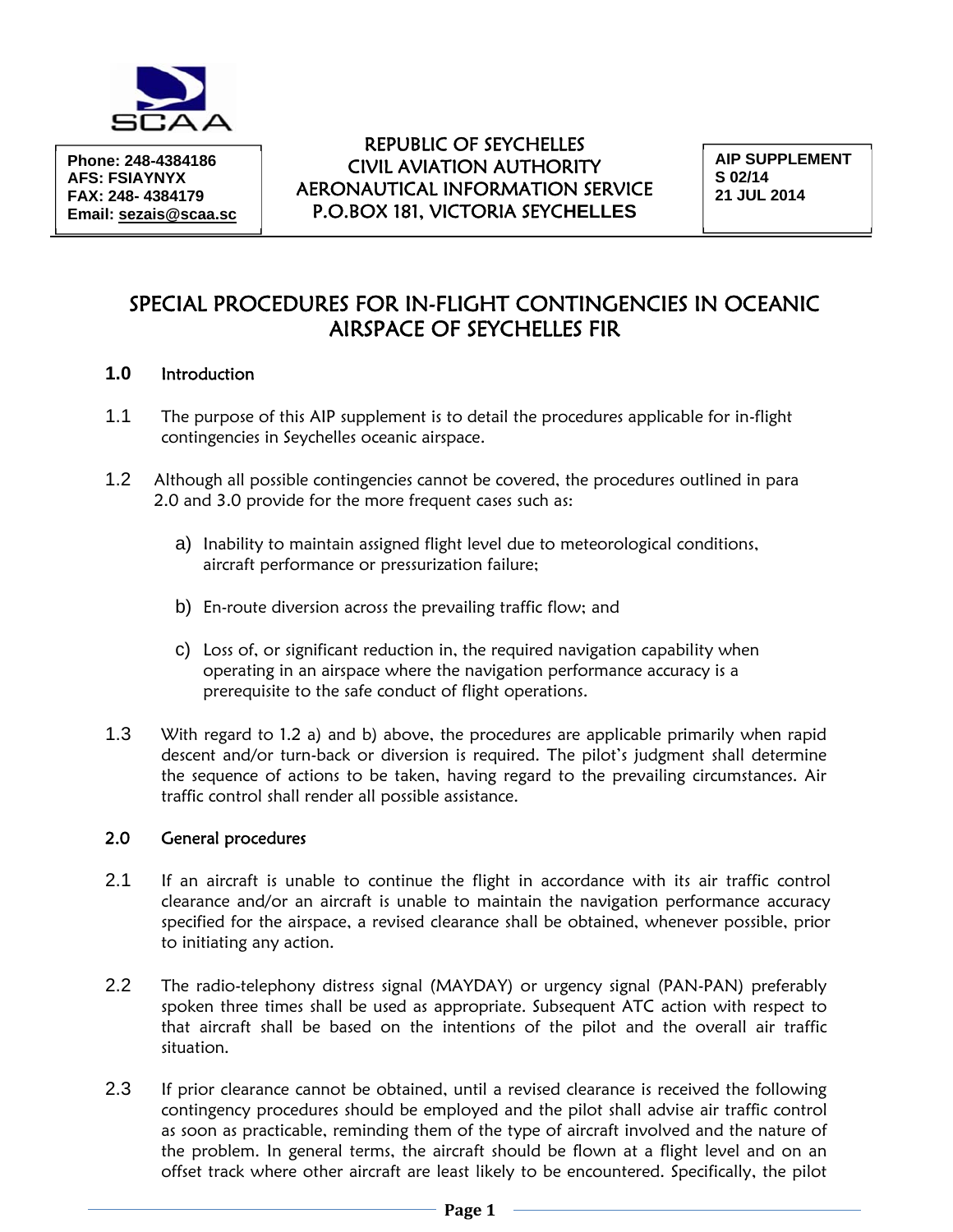Phone: 248-4384186
AFS: FSIAYNYX
FAX: 248- 4384179
Email: sezais@scaa.sc

REPUBLIC OF SEYCHELLES
CIVIL AVIATION AUTHORITY
AERONAUTICAL INFORMATION SERVICE
P.O.BOX 181, VICTORIA SEYCHELLES

AIP SUPPLEMENT
S 02/14
21 JUL 2014

# SPECIAL PROCEDURES FOR IN-FLIGHT CONTINGENCIES IN OCEANIC AIRSPACE OF SEYCHELLES FIR

## 1.0 Introduction

1.1 The purpose of this AIP supplement is to detail the procedures applicable for in-flight contingencies in Seychelles oceanic airspace.

1.2 Although all possible contingencies cannot be covered, the procedures outlined in para 2.0 and 3.0 provide for the more frequent cases such as:

a) Inability to maintain assigned flight level due to meteorological conditions, aircraft performance or pressurization failure;

b) En-route diversion across the prevailing traffic flow; and

c) Loss of, or significant reduction in, the required navigation capability when operating in an airspace where the navigation performance accuracy is a prerequisite to the safe conduct of flight operations.

1.3 With regard to 1.2 a) and b) above, the procedures are applicable primarily when rapid descent and/or turn-back or diversion is required. The pilot's judgment shall determine the sequence of actions to be taken, having regard to the prevailing circumstances. Air traffic control shall render all possible assistance.

## 2.0 General procedures

2.1 If an aircraft is unable to continue the flight in accordance with its air traffic control clearance and/or an aircraft is unable to maintain the navigation performance accuracy specified for the airspace, a revised clearance shall be obtained, whenever possible, prior to initiating any action.

2.2 The radio-telephony distress signal (MAYDAY) or urgency signal (PAN-PAN) preferably spoken three times shall be used as appropriate. Subsequent ATC action with respect to that aircraft shall be based on the intentions of the pilot and the overall air traffic situation.

2.3 If prior clearance cannot be obtained, until a revised clearance is received the following contingency procedures should be employed and the pilot shall advise air traffic control as soon as practicable, reminding them of the type of aircraft involved and the nature of the problem. In general terms, the aircraft should be flown at a flight level and on an offset track where other aircraft are least likely to be encountered. Specifically, the pilot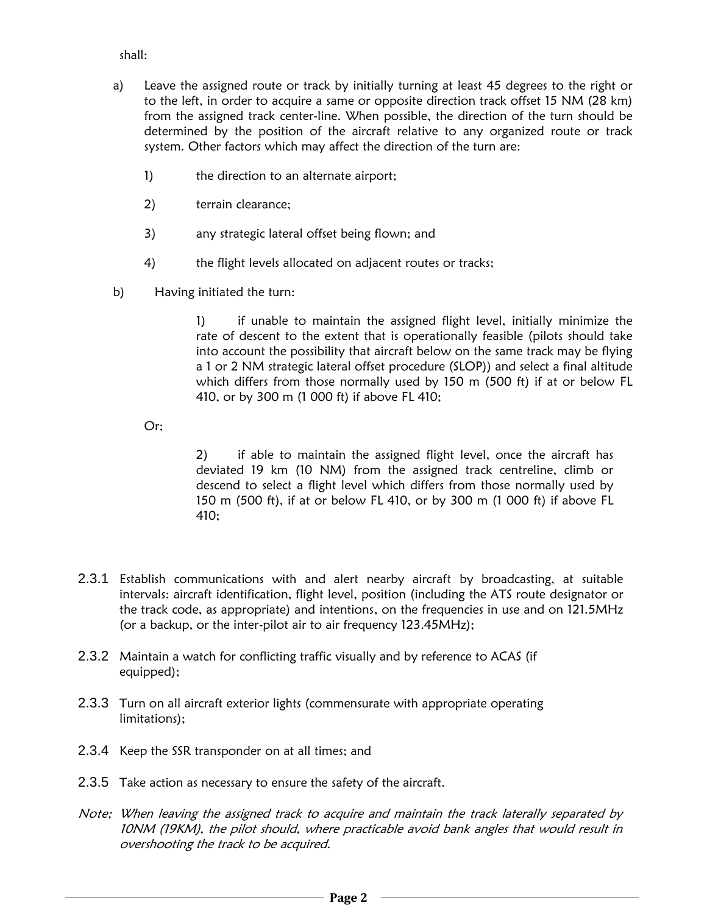shall:

a) Leave the assigned route or track by initially turning at least 45 degrees to the right or to the left, in order to acquire a same or opposite direction track offset 15 NM (28 km) from the assigned track center-line. When possible, the direction of the turn should be determined by the position of the aircraft relative to any organized route or track system. Other factors which may affect the direction of the turn are:

   1) the direction to an alternate airport;

   2) terrain clearance;

   3) any strategic lateral offset being flown; and

   4) the flight levels allocated on adjacent routes or tracks;

b) Having initiated the turn:

   1) if unable to maintain the assigned flight level, initially minimize the rate of descent to the extent that is operationally feasible (pilots should take into account the possibility that aircraft below on the same track may be flying a 1 or 2 NM strategic lateral offset procedure (SLOP)) and select a final altitude which differs from those normally used by 150 m (500 ft) if at or below FL 410, or by 300 m (1 000 ft) if above FL 410;

   Or;

   2) if able to maintain the assigned flight level, once the aircraft has deviated 19 km (10 NM) from the assigned track centreline, climb or descend to select a flight level which differs from those normally used by 150 m (500 ft), if at or below FL 410, or by 300 m (1 000 ft) if above FL 410;

2.3.1 Establish communications with and alert nearby aircraft by broadcasting, at suitable intervals: aircraft identification, flight level, position (including the ATS route designator or the track code, as appropriate) and intentions, on the frequencies in use and on 121.5MHz (or a backup, or the inter-pilot air to air frequency 123.45MHz);

2.3.2 Maintain a watch for conflicting traffic visually and by reference to ACAS (if equipped);

2.3.3 Turn on all aircraft exterior lights (commensurate with appropriate operating limitations);

2.3.4 Keep the SSR transponder on at all times; and

2.3.5 Take action as necessary to ensure the safety of the aircraft.

*Note; When leaving the assigned track to acquire and maintain the track laterally separated by 10NM (19KM), the pilot should, where practicable avoid bank angles that would result in overshooting the track to be acquired.*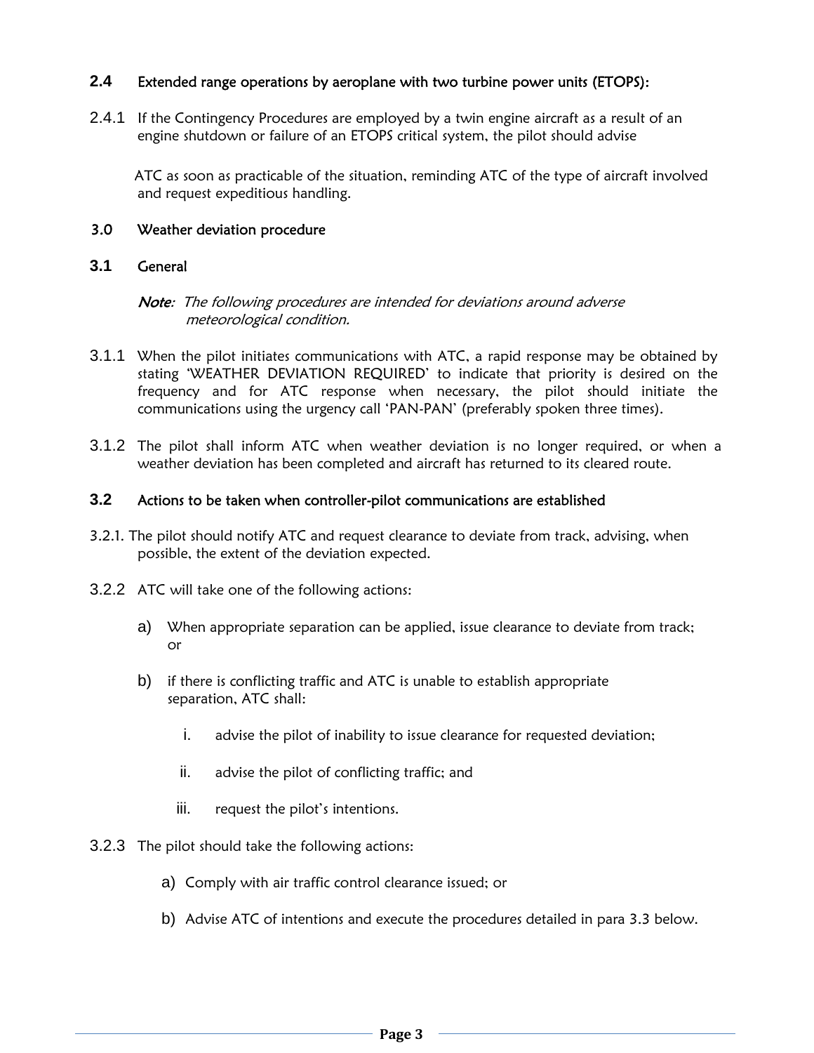### 2.4 Extended range operations by aeroplane with two turbine power units (ETOPS):

2.4.1 If the Contingency Procedures are employed by a twin engine aircraft as a result of an engine shutdown or failure of an ETOPS critical system, the pilot should advise

ATC as soon as practicable of the situation, reminding ATC of the type of aircraft involved and request expeditious handling.

## 3.0 Weather deviation procedure

### 3.1 General

***Note****: The following procedures are intended for deviations around adverse meteorological condition.*

3.1.1 When the pilot initiates communications with ATC, a rapid response may be obtained by stating 'WEATHER DEVIATION REQUIRED' to indicate that priority is desired on the frequency and for ATC response when necessary, the pilot should initiate the communications using the urgency call 'PAN-PAN' (preferably spoken three times).

3.1.2 The pilot shall inform ATC when weather deviation is no longer required, or when a weather deviation has been completed and aircraft has returned to its cleared route.

### 3.2 Actions to be taken when controller-pilot communications are established

3.2.1. The pilot should notify ATC and request clearance to deviate from track, advising, when possible, the extent of the deviation expected.

3.2.2 ATC will take one of the following actions:

a) When appropriate separation can be applied, issue clearance to deviate from track; or

b) if there is conflicting traffic and ATC is unable to establish appropriate separation, ATC shall:

   i. advise the pilot of inability to issue clearance for requested deviation;

   ii. advise the pilot of conflicting traffic; and

   iii. request the pilot's intentions.

3.2.3 The pilot should take the following actions:

a) Comply with air traffic control clearance issued; or

b) Advise ATC of intentions and execute the procedures detailed in para 3.3 below.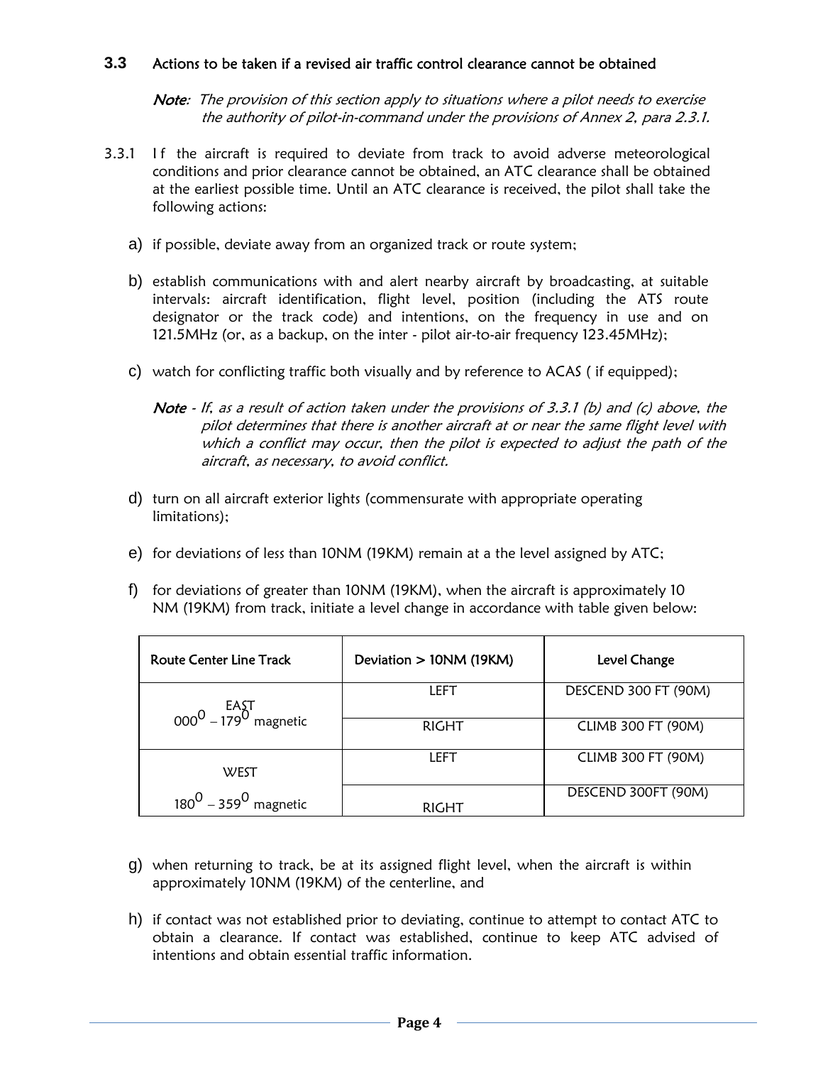### 3.3 Actions to be taken if a revised air traffic control clearance cannot be obtained

> ***Note:*** *The provision of this section apply to situations where a pilot needs to exercise the authority of pilot-in-command under the provisions of Annex 2, para 2.3.1.*

3.3.1 If the aircraft is required to deviate from track to avoid adverse meteorological conditions and prior clearance cannot be obtained, an ATC clearance shall be obtained at the earliest possible time. Until an ATC clearance is received, the pilot shall take the following actions:

a) if possible, deviate away from an organized track or route system;

b) establish communications with and alert nearby aircraft by broadcasting, at suitable intervals: aircraft identification, flight level, position (including the ATS route designator or the track code) and intentions, on the frequency in use and on 121.5MHz (or, as a backup, on the inter - pilot air-to-air frequency 123.45MHz);

c) watch for conflicting traffic both visually and by reference to ACAS ( if equipped);

> ***Note*** *- If, as a result of action taken under the provisions of 3.3.1 (b) and (c) above, the pilot determines that there is another aircraft at or near the same flight level with which a conflict may occur, then the pilot is expected to adjust the path of the aircraft, as necessary, to avoid conflict.*

d) turn on all aircraft exterior lights (commensurate with appropriate operating limitations);

e) for deviations of less than 10NM (19KM) remain at a the level assigned by ATC;

f) for deviations of greater than 10NM (19KM), when the aircraft is approximately 10 NM (19KM) from track, initiate a level change in accordance with table given below:

| Route Center Line Track | Deviation > 10NM (19KM) | Level Change |
|---|---|---|
| EAST $000^0 - 179^0$ magnetic | LEFT | DESCEND 300 FT (90M) |
| | RIGHT | CLIMB 300 FT (90M) |
| WEST $180^0 - 359^0$ magnetic | LEFT | CLIMB 300 FT (90M) |
| | RIGHT | DESCEND 300FT (90M) |

g) when returning to track, be at its assigned flight level, when the aircraft is within approximately 10NM (19KM) of the centerline, and

h) if contact was not established prior to deviating, continue to attempt to contact ATC to obtain a clearance. If contact was established, continue to keep ATC advised of intentions and obtain essential traffic information.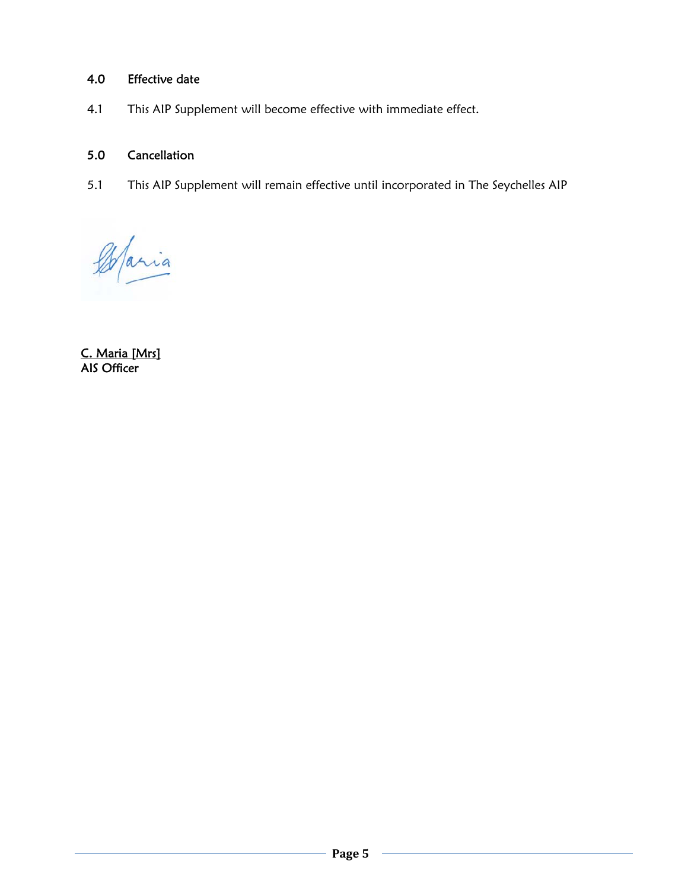## 4.0 Effective date

4.1 This AIP Supplement will become effective with immediate effect.

## 5.0 Cancellation

5.1 This AIP Supplement will remain effective until incorporated in The Seychelles AIP

C. Maria [Mrs]
AIS Officer